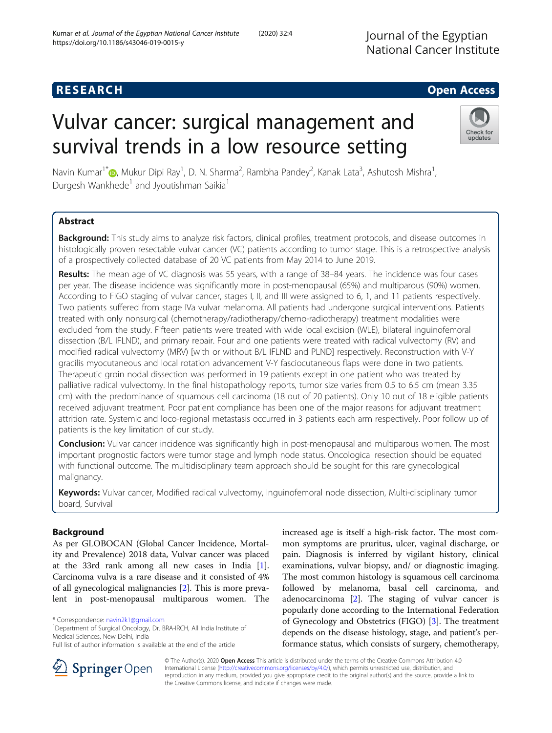RESEARCH

Open Access

# Vulvar cancer: surgical management and survival trends in a low resource setting

Navin Kumar[1*], Mukur Dipi Ray[1], D. N. Sharma[2], Rambha Pandey[2], Kanak Lata[3], Ashutosh Mishra[1], Durgesh Wankhede[1] and Jyoutishman Saikia[1]

## Abstract

**Background:** This study aims to analyze risk factors, clinical profiles, treatment protocols, and disease outcomes in histologically proven resectable vulvar cancer (VC) patients according to tumor stage. This is a retrospective analysis of a prospectively collected database of 20 VC patients from May 2014 to June 2019.

**Results:** The mean age of VC diagnosis was 55 years, with a range of 38–84 years. The incidence was four cases per year. The disease incidence was significantly more in post-menopausal (65%) and multiparous (90%) women. According to FIGO staging of vulvar cancer, stages I, II, and III were assigned to 6, 1, and 11 patients respectively. Two patients suffered from stage IVa vulvar melanoma. All patients had undergone surgical interventions. Patients treated with only nonsurgical (chemotherapy/radiotherapy/chemo-radiotherapy) treatment modalities were excluded from the study. Fifteen patients were treated with wide local excision (WLE), bilateral inguinofemoral dissection (B/L IFLND), and primary repair. Four and one patients were treated with radical vulvectomy (RV) and modified radical vulvectomy (MRV) [with or without B/L IFLND and PLND] respectively. Reconstruction with V-Y gracilis myocutaneous and local rotation advancement V-Y fasciocutaneous flaps were done in two patients. Therapeutic groin nodal dissection was performed in 19 patients except in one patient who was treated by palliative radical vulvectomy. In the final histopathology reports, tumor size varies from 0.5 to 6.5 cm (mean 3.35 cm) with the predominance of squamous cell carcinoma (18 out of 20 patients). Only 10 out of 18 eligible patients received adjuvant treatment. Poor patient compliance has been one of the major reasons for adjuvant treatment attrition rate. Systemic and loco-regional metastasis occurred in 3 patients each arm respectively. Poor follow up of patients is the key limitation of our study.

**Conclusion:** Vulvar cancer incidence was significantly high in post-menopausal and multiparous women. The most important prognostic factors were tumor stage and lymph node status. Oncological resection should be equated with functional outcome. The multidisciplinary team approach should be sought for this rare gynecological malignancy.

**Keywords:** Vulvar cancer, Modified radical vulvectomy, Inguinofemoral node dissection, Multi-disciplinary tumor board, Survival

## Background

As per GLOBOCAN (Global Cancer Incidence, Mortality and Prevalence) 2018 data, Vulvar cancer was placed at the 33rd rank among all new cases in India [1]. Carcinoma vulva is a rare disease and it consisted of 4% of all gynecological malignancies [2]. This is more prevalent in post-menopausal multiparous women. The increased age is itself a high-risk factor. The most common symptoms are pruritus, ulcer, vaginal discharge, or pain. Diagnosis is inferred by vigilant history, clinical examinations, vulvar biopsy, and/ or diagnostic imaging. The most common histology is squamous cell carcinoma followed by melanoma, basal cell carcinoma, and adenocarcinoma [2]. The staging of vulvar cancer is popularly done according to the International Federation of Gynecology and Obstetrics (FIGO) [3]. The treatment depends on the disease histology, stage, and patient's performance status, which consists of surgery, chemotherapy,

\* Correspondence: navin2k1@gmail.com

[1]Department of Surgical Oncology, Dr. BRA-IRCH, All India Institute of Medical Sciences, New Delhi, India

Full list of author information is available at the end of the article

© The Author(s). 2020 **Open Access** This article is distributed under the terms of the Creative Commons Attribution 4.0 International License (http://creativecommons.org/licenses/by/4.0/), which permits unrestricted use, distribution, and reproduction in any medium, provided you give appropriate credit to the original author(s) and the source, provide a link to the Creative Commons license, and indicate if changes were made.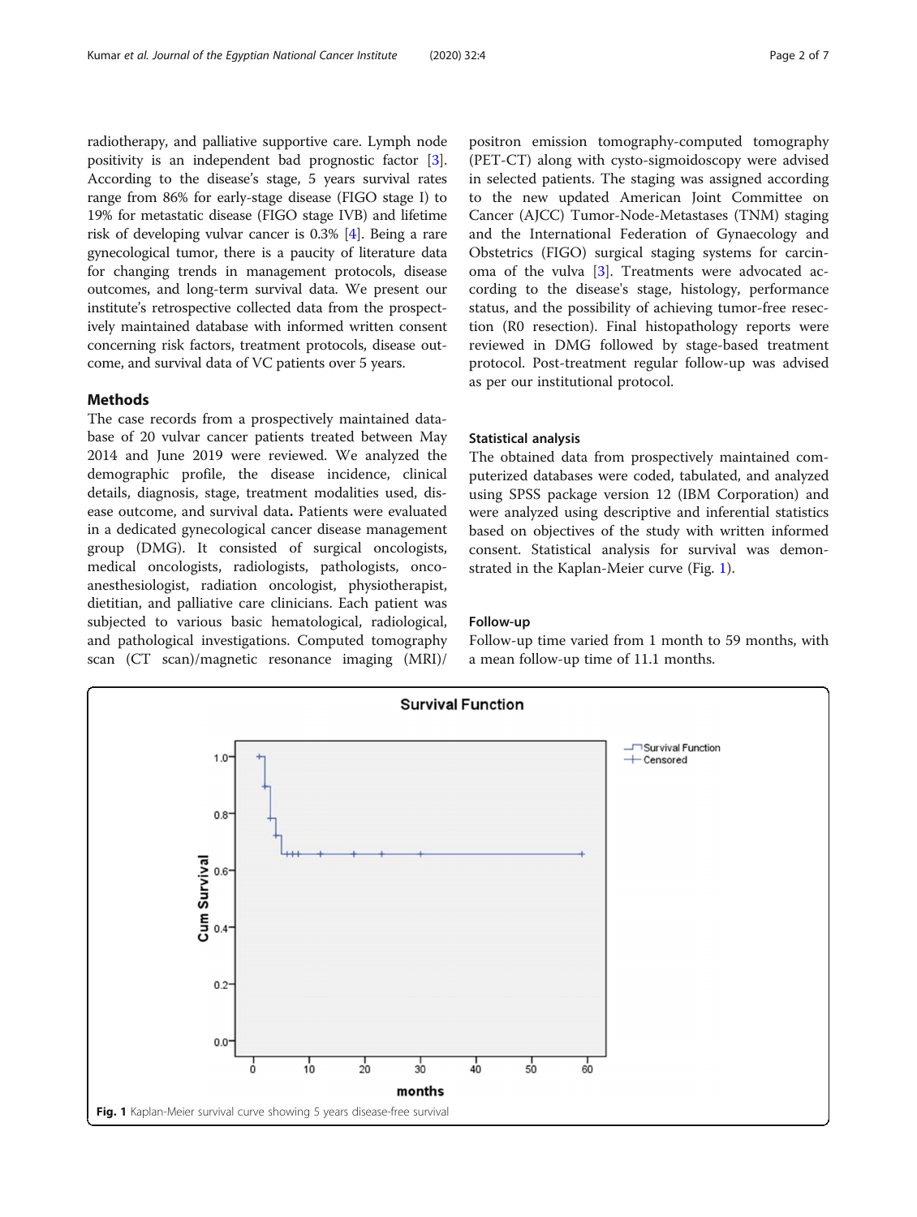radiotherapy, and palliative supportive care. Lymph node positivity is an independent bad prognostic factor [3]. According to the disease's stage, 5 years survival rates range from 86% for early-stage disease (FIGO stage I) to 19% for metastatic disease (FIGO stage IVB) and lifetime risk of developing vulvar cancer is 0.3% [4]. Being a rare gynecological tumor, there is a paucity of literature data for changing trends in management protocols, disease outcomes, and long-term survival data. We present our institute's retrospective collected data from the prospectively maintained database with informed written consent concerning risk factors, treatment protocols, disease outcome, and survival data of VC patients over 5 years.

## Methods

The case records from a prospectively maintained database of 20 vulvar cancer patients treated between May 2014 and June 2019 were reviewed. We analyzed the demographic profile, the disease incidence, clinical details, diagnosis, stage, treatment modalities used, disease outcome, and survival data**.** Patients were evaluated in a dedicated gynecological cancer disease management group (DMG). It consisted of surgical oncologists, medical oncologists, radiologists, pathologists, onco-anesthesiologist, radiation oncologist, physiotherapist, dietitian, and palliative care clinicians. Each patient was subjected to various basic hematological, radiological, and pathological investigations. Computed tomography scan (CT scan)/magnetic resonance imaging (MRI)/positron emission tomography-computed tomography (PET-CT) along with cysto-sigmoidoscopy were advised in selected patients. The staging was assigned according to the new updated American Joint Committee on Cancer (AJCC) Tumor-Node-Metastases (TNM) staging and the International Federation of Gynaecology and Obstetrics (FIGO) surgical staging systems for carcinoma of the vulva [3]. Treatments were advocated according to the disease's stage, histology, performance status, and the possibility of achieving tumor-free resection (R0 resection). Final histopathology reports were reviewed in DMG followed by stage-based treatment protocol. Post-treatment regular follow-up was advised as per our institutional protocol.

### Statistical analysis

The obtained data from prospectively maintained computerized databases were coded, tabulated, and analyzed using SPSS package version 12 (IBM Corporation) and were analyzed using descriptive and inferential statistics based on objectives of the study with written informed consent. Statistical analysis for survival was demonstrated in the Kaplan-Meier curve (Fig. 1).

### Follow-up

Follow-up time varied from 1 month to 59 months, with a mean follow-up time of 11.1 months.

**Fig. 1** Kaplan-Meier survival curve showing 5 years disease-free survival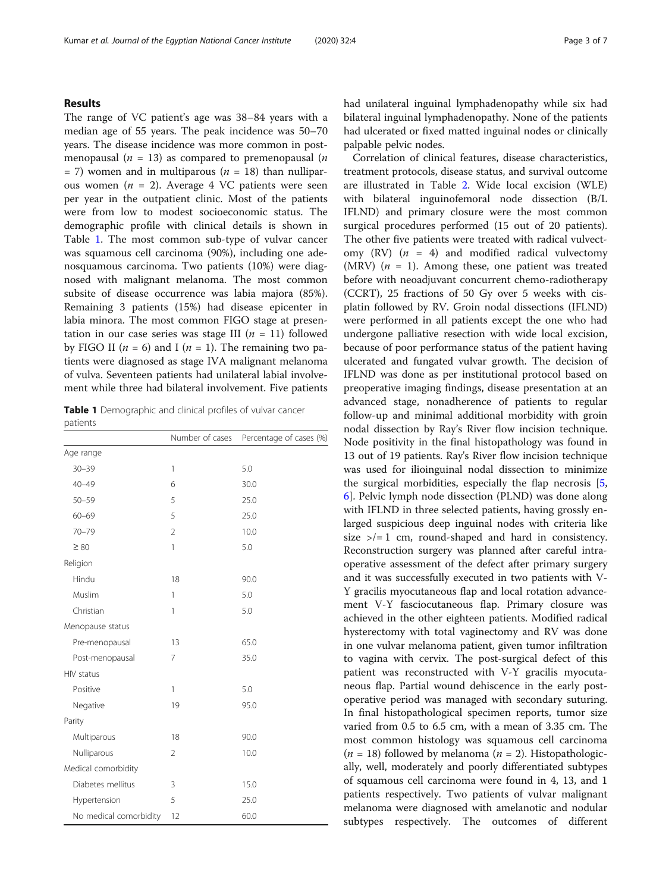## Results

The range of VC patient's age was 38–84 years with a median age of 55 years. The peak incidence was 50–70 years. The disease incidence was more common in postmenopausal ($n$ = 13) as compared to premenopausal ($n$ = 7) women and in multiparous ($n$ = 18) than nulliparous women ($n$ = 2). Average 4 VC patients were seen per year in the outpatient clinic. Most of the patients were from low to modest socioeconomic status. The demographic profile with clinical details is shown in Table 1. The most common sub-type of vulvar cancer was squamous cell carcinoma (90%), including one adenosquamous carcinoma. Two patients (10%) were diagnosed with malignant melanoma. The most common subsite of disease occurrence was labia majora (85%). Remaining 3 patients (15%) had disease epicenter in labia minora. The most common FIGO stage at presentation in our case series was stage III ($n$ = 11) followed by FIGO II ($n$ = 6) and I ($n$ = 1). The remaining two patients were diagnosed as stage IVA malignant melanoma of vulva. Seventeen patients had unilateral labial involvement while three had bilateral involvement. Five patients had unilateral inguinal lymphadenopathy while six had bilateral inguinal lymphadenopathy. None of the patients had ulcerated or fixed matted inguinal nodes or clinically palpable pelvic nodes.

**Table 1** Demographic and clinical profiles of vulvar cancer patients

| | Number of cases | Percentage of cases (%) |
|---|---|---|
| Age range | | |
| 30–39 | 1 | 5.0 |
| 40–49 | 6 | 30.0 |
| 50–59 | 5 | 25.0 |
| 60–69 | 5 | 25.0 |
| 70–79 | 2 | 10.0 |
| ≥ 80 | 1 | 5.0 |
| Religion | | |
| Hindu | 18 | 90.0 |
| Muslim | 1 | 5.0 |
| Christian | 1 | 5.0 |
| Menopause status | | |
| Pre-menopausal | 13 | 65.0 |
| Post-menopausal | 7 | 35.0 |
| HIV status | | |
| Positive | 1 | 5.0 |
| Negative | 19 | 95.0 |
| Parity | | |
| Multiparous | 18 | 90.0 |
| Nulliparous | 2 | 10.0 |
| Medical comorbidity | | |
| Diabetes mellitus | 3 | 15.0 |
| Hypertension | 5 | 25.0 |
| No medical comorbidity | 12 | 60.0 |

Correlation of clinical features, disease characteristics, treatment protocols, disease status, and survival outcome are illustrated in Table 2. Wide local excision (WLE) with bilateral inguinofemoral node dissection (B/L IFLND) and primary closure were the most common surgical procedures performed (15 out of 20 patients). The other five patients were treated with radical vulvectomy (RV) ($n$ = 4) and modified radical vulvectomy (MRV) ($n$ = 1). Among these, one patient was treated before with neoadjuvant concurrent chemo-radiotherapy (CCRT), 25 fractions of 50 Gy over 5 weeks with cisplatin followed by RV. Groin nodal dissections (IFLND) were performed in all patients except the one who had undergone palliative resection with wide local excision, because of poor performance status of the patient having ulcerated and fungated vulvar growth. The decision of IFLND was done as per institutional protocol based on preoperative imaging findings, disease presentation at an advanced stage, nonadherence of patients to regular follow-up and minimal additional morbidity with groin nodal dissection by Ray's River flow incision technique. Node positivity in the final histopathology was found in 13 out of 19 patients. Ray's River flow incision technique was used for ilioinguinal nodal dissection to minimize the surgical morbidities, especially the flap necrosis [5, 6]. Pelvic lymph node dissection (PLND) was done along with IFLND in three selected patients, having grossly enlarged suspicious deep inguinal nodes with criteria like size >/= 1 cm, round-shaped and hard in consistency. Reconstruction surgery was planned after careful intraoperative assessment of the defect after primary surgery and it was successfully executed in two patients with V-Y gracilis myocutaneous flap and local rotation advancement V-Y fasciocutaneous flap. Primary closure was achieved in the other eighteen patients. Modified radical hysterectomy with total vaginectomy and RV was done in one vulvar melanoma patient, given tumor infiltration to vagina with cervix. The post-surgical defect of this patient was reconstructed with V-Y gracilis myocutaneous flap. Partial wound dehiscence in the early postoperative period was managed with secondary suturing. In final histopathological specimen reports, tumor size varied from 0.5 to 6.5 cm, with a mean of 3.35 cm. The most common histology was squamous cell carcinoma ($n$ = 18) followed by melanoma ($n$ = 2). Histopathologically, well, moderately and poorly differentiated subtypes of squamous cell carcinoma were found in 4, 13, and 1 patients respectively. Two patients of vulvar malignant melanoma were diagnosed with amelanotic and nodular subtypes respectively. The outcomes of different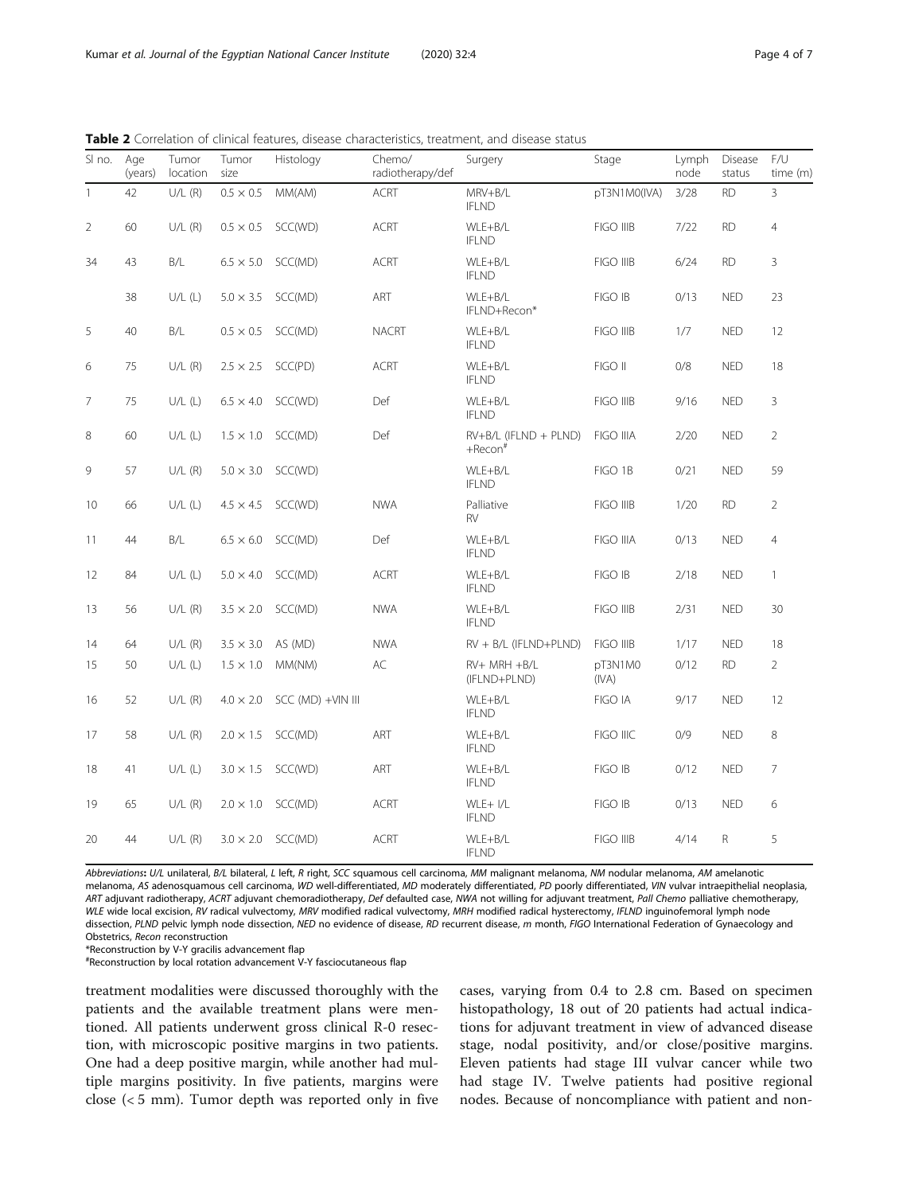**Table 2** Correlation of clinical features, disease characteristics, treatment, and disease status

| Sl no. | Age (years) | Tumor location | Tumor size | Histology | Chemo/ radiotherapy/def | Surgery | Stage | Lymph node | Disease status | F/U time (m) |
|---|---|---|---|---|---|---|---|---|---|---|
| 1 | 42 | U/L (R) | 0.5 × 0.5 | MM(AM) | ACRT | MRV+B/L IFLND | pT3N1M0(IVA) | 3/28 | RD | 3 |
| 2 | 60 | U/L (R) | 0.5 × 0.5 | SCC(WD) | ACRT | WLE+B/L IFLND | FIGO IIIB | 7/22 | RD | 4 |
| 34 | 43 | B/L | 6.5 × 5.0 | SCC(MD) | ACRT | WLE+B/L IFLND | FIGO IIIB | 6/24 | RD | 3 |
| | 38 | U/L (L) | 5.0 × 3.5 | SCC(MD) | ART | WLE+B/L IFLND+Recon* | FIGO IB | 0/13 | NED | 23 |
| 5 | 40 | B/L | 0.5 × 0.5 | SCC(MD) | NACRT | WLE+B/L IFLND | FIGO IIIB | 1/7 | NED | 12 |
| 6 | 75 | U/L (R) | 2.5 × 2.5 | SCC(PD) | ACRT | WLE+B/L IFLND | FIGO II | 0/8 | NED | 18 |
| 7 | 75 | U/L (L) | 6.5 × 4.0 | SCC(WD) | Def | WLE+B/L IFLND | FIGO IIIB | 9/16 | NED | 3 |
| 8 | 60 | U/L (L) | 1.5 × 1.0 | SCC(MD) | Def | RV+B/L (IFLND + PLND) +Recon# | FIGO IIIA | 2/20 | NED | 2 |
| 9 | 57 | U/L (R) | 5.0 × 3.0 | SCC(WD) | | WLE+B/L IFLND | FIGO 1B | 0/21 | NED | 59 |
| 10 | 66 | U/L (L) | 4.5 × 4.5 | SCC(WD) | NWA | Palliative RV | FIGO IIIB | 1/20 | RD | 2 |
| 11 | 44 | B/L | 6.5 × 6.0 | SCC(MD) | Def | WLE+B/L IFLND | FIGO IIIA | 0/13 | NED | 4 |
| 12 | 84 | U/L (L) | 5.0 × 4.0 | SCC(MD) | ACRT | WLE+B/L IFLND | FIGO IB | 2/18 | NED | 1 |
| 13 | 56 | U/L (R) | 3.5 × 2.0 | SCC(MD) | NWA | WLE+B/L IFLND | FIGO IIIB | 2/31 | NED | 30 |
| 14 | 64 | U/L (R) | 3.5 × 3.0 | AS (MD) | NWA | RV + B/L (IFLND+PLND) | FIGO IIIB | 1/17 | NED | 18 |
| 15 | 50 | U/L (L) | 1.5 × 1.0 | MM(NM) | AC | RV+ MRH +B/L (IFLND+PLND) | pT3N1M0 (IVA) | 0/12 | RD | 2 |
| 16 | 52 | U/L (R) | 4.0 × 2.0 | SCC (MD) +VIN III | | WLE+B/L IFLND | FIGO IA | 9/17 | NED | 12 |
| 17 | 58 | U/L (R) | 2.0 × 1.5 | SCC(MD) | ART | WLE+B/L IFLND | FIGO IIIC | 0/9 | NED | 8 |
| 18 | 41 | U/L (L) | 3.0 × 1.5 | SCC(WD) | ART | WLE+B/L IFLND | FIGO IB | 0/12 | NED | 7 |
| 19 | 65 | U/L (R) | 2.0 × 1.0 | SCC(MD) | ACRT | WLE+ I/L IFLND | FIGO IB | 0/13 | NED | 6 |
| 20 | 44 | U/L (R) | 3.0 × 2.0 | SCC(MD) | ACRT | WLE+B/L IFLND | FIGO IIIB | 4/14 | R | 5 |

*Abbreviations*: *U/L* unilateral, *B/L* bilateral, *L* left, *R* right, *SCC* squamous cell carcinoma, *MM* malignant melanoma, *NM* nodular melanoma, *AM* amelanotic melanoma, *AS* adenosquamous cell carcinoma, *WD* well-differentiated, *MD* moderately differentiated, *PD* poorly differentiated, *VIN* vulvar intraepithelial neoplasia, *ART* adjuvant radiotherapy, *ACRT* adjuvant chemoradiotherapy, *Def* defaulted case, *NWA* not willing for adjuvant treatment, *Pall Chemo* palliative chemotherapy, *WLE* wide local excision, *RV* radical vulvectomy, *MRV* modified radical vulvectomy, *MRH* modified radical hysterectomy, *IFLND* inguinofemoral lymph node dissection, *PLND* pelvic lymph node dissection, *NED* no evidence of disease, *RD* recurrent disease, *m* month, *FIGO* International Federation of Gynaecology and Obstetrics, *Recon* reconstruction

*Reconstruction by V-Y gracilis advancement flap

#Reconstruction by local rotation advancement V-Y fasciocutaneous flap

treatment modalities were discussed thoroughly with the patients and the available treatment plans were mentioned. All patients underwent gross clinical R-0 resection, with microscopic positive margins in two patients. One had a deep positive margin, while another had multiple margins positivity. In five patients, margins were close (< 5 mm). Tumor depth was reported only in five cases, varying from 0.4 to 2.8 cm. Based on specimen histopathology, 18 out of 20 patients had actual indications for adjuvant treatment in view of advanced disease stage, nodal positivity, and/or close/positive margins. Eleven patients had stage III vulvar cancer while two had stage IV. Twelve patients had positive regional nodes. Because of noncompliance with patient and non-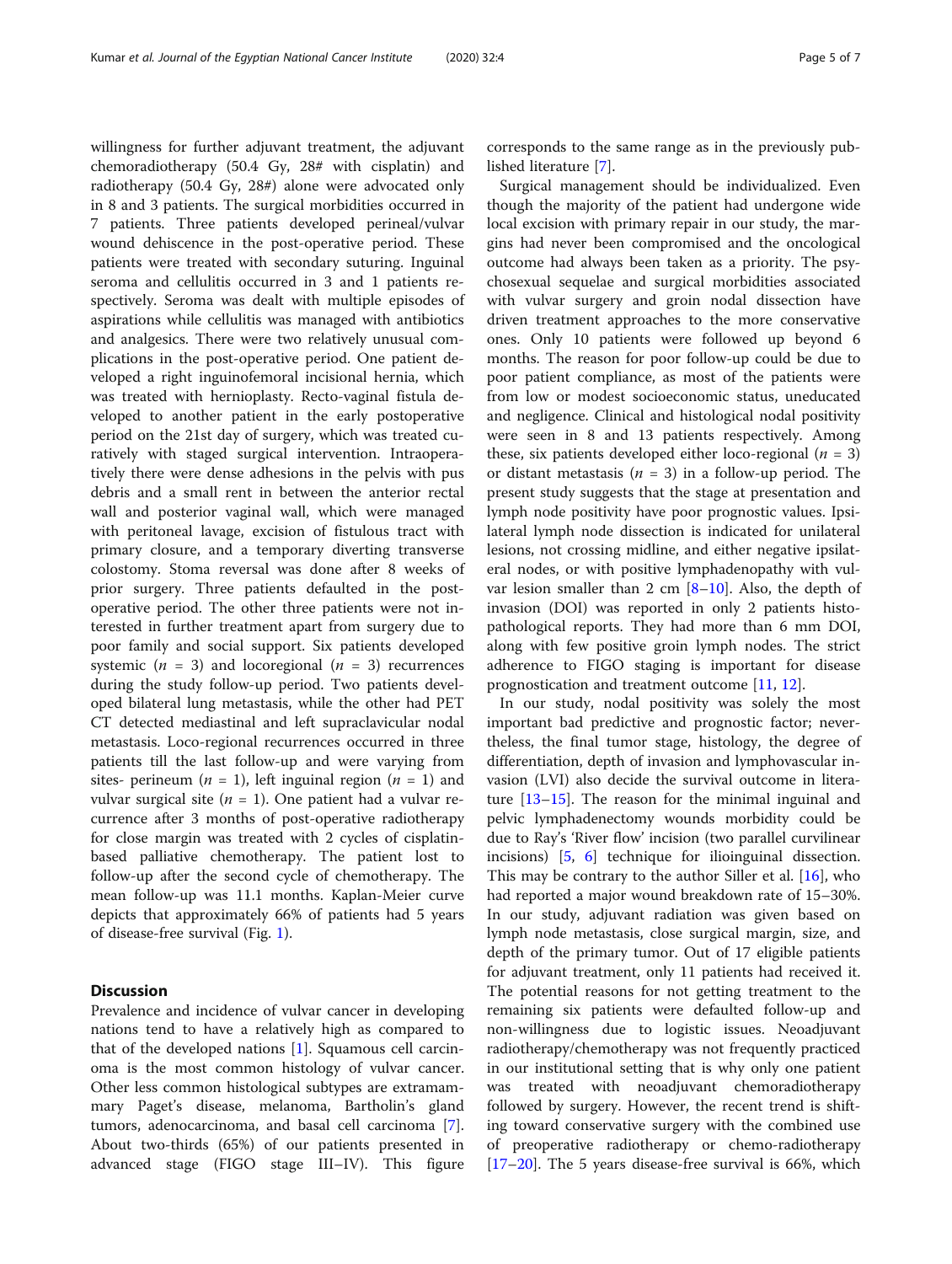willingness for further adjuvant treatment, the adjuvant chemoradiotherapy (50.4 Gy, 28# with cisplatin) and radiotherapy (50.4 Gy, 28#) alone were advocated only in 8 and 3 patients. The surgical morbidities occurred in 7 patients. Three patients developed perineal/vulvar wound dehiscence in the post-operative period. These patients were treated with secondary suturing. Inguinal seroma and cellulitis occurred in 3 and 1 patients respectively. Seroma was dealt with multiple episodes of aspirations while cellulitis was managed with antibiotics and analgesics. There were two relatively unusual complications in the post-operative period. One patient developed a right inguinofemoral incisional hernia, which was treated with hernioplasty. Recto-vaginal fistula developed to another patient in the early postoperative period on the 21st day of surgery, which was treated curatively with staged surgical intervention. Intraoperatively there were dense adhesions in the pelvis with pus debris and a small rent in between the anterior rectal wall and posterior vaginal wall, which were managed with peritoneal lavage, excision of fistulous tract with primary closure, and a temporary diverting transverse colostomy. Stoma reversal was done after 8 weeks of prior surgery. Three patients defaulted in the post-operative period. The other three patients were not interested in further treatment apart from surgery due to poor family and social support. Six patients developed systemic ($n$ = 3) and locoregional ($n$ = 3) recurrences during the study follow-up period. Two patients developed bilateral lung metastasis, while the other had PET CT detected mediastinal and left supraclavicular nodal metastasis. Loco-regional recurrences occurred in three patients till the last follow-up and were varying from sites- perineum ($n$ = 1), left inguinal region ($n$ = 1) and vulvar surgical site ($n$ = 1). One patient had a vulvar recurrence after 3 months of post-operative radiotherapy for close margin was treated with 2 cycles of cisplatin-based palliative chemotherapy. The patient lost to follow-up after the second cycle of chemotherapy. The mean follow-up was 11.1 months. Kaplan-Meier curve depicts that approximately 66% of patients had 5 years of disease-free survival (Fig. 1).

## Discussion

Prevalence and incidence of vulvar cancer in developing nations tend to have a relatively high as compared to that of the developed nations [1]. Squamous cell carcinoma is the most common histology of vulvar cancer. Other less common histological subtypes are extramammary Paget's disease, melanoma, Bartholin's gland tumors, adenocarcinoma, and basal cell carcinoma [7]. About two-thirds (65%) of our patients presented in advanced stage (FIGO stage III–IV). This figure corresponds to the same range as in the previously published literature [7].

Surgical management should be individualized. Even though the majority of the patient had undergone wide local excision with primary repair in our study, the margins had never been compromised and the oncological outcome had always been taken as a priority. The psychosexual sequelae and surgical morbidities associated with vulvar surgery and groin nodal dissection have driven treatment approaches to the more conservative ones. Only 10 patients were followed up beyond 6 months. The reason for poor follow-up could be due to poor patient compliance, as most of the patients were from low or modest socioeconomic status, uneducated and negligence. Clinical and histological nodal positivity were seen in 8 and 13 patients respectively. Among these, six patients developed either loco-regional ($n$ = 3) or distant metastasis ($n$ = 3) in a follow-up period. The present study suggests that the stage at presentation and lymph node positivity have poor prognostic values. Ipsilateral lymph node dissection is indicated for unilateral lesions, not crossing midline, and either negative ipsilateral nodes, or with positive lymphadenopathy with vulvar lesion smaller than 2 cm [8–10]. Also, the depth of invasion (DOI) was reported in only 2 patients histopathological reports. They had more than 6 mm DOI, along with few positive groin lymph nodes. The strict adherence to FIGO staging is important for disease prognostication and treatment outcome [11, 12].

In our study, nodal positivity was solely the most important bad predictive and prognostic factor; nevertheless, the final tumor stage, histology, the degree of differentiation, depth of invasion and lymphovascular invasion (LVI) also decide the survival outcome in literature [13–15]. The reason for the minimal inguinal and pelvic lymphadenectomy wounds morbidity could be due to Ray's 'River flow' incision (two parallel curvilinear incisions) [5, 6] technique for ilioinguinal dissection. This may be contrary to the author Siller et al. [16], who had reported a major wound breakdown rate of 15–30%. In our study, adjuvant radiation was given based on lymph node metastasis, close surgical margin, size, and depth of the primary tumor. Out of 17 eligible patients for adjuvant treatment, only 11 patients had received it. The potential reasons for not getting treatment to the remaining six patients were defaulted follow-up and non-willingness due to logistic issues. Neoadjuvant radiotherapy/chemotherapy was not frequently practiced in our institutional setting that is why only one patient was treated with neoadjuvant chemoradiotherapy followed by surgery. However, the recent trend is shifting toward conservative surgery with the combined use of preoperative radiotherapy or chemo-radiotherapy [17–20]. The 5 years disease-free survival is 66%, which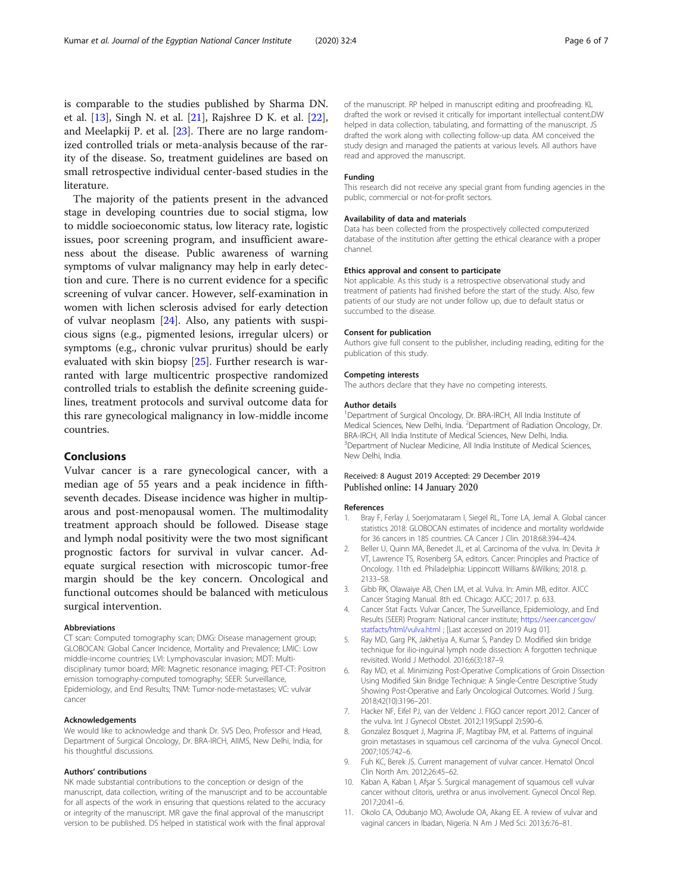is comparable to the studies published by Sharma DN. et al. [13], Singh N. et al. [21], Rajshree D K. et al. [22], and Meelapkij P. et al. [23]. There are no large randomized controlled trials or meta-analysis because of the rarity of the disease. So, treatment guidelines are based on small retrospective individual center-based studies in the literature.

The majority of the patients present in the advanced stage in developing countries due to social stigma, low to middle socioeconomic status, low literacy rate, logistic issues, poor screening program, and insufficient awareness about the disease. Public awareness of warning symptoms of vulvar malignancy may help in early detection and cure. There is no current evidence for a specific screening of vulvar cancer. However, self-examination in women with lichen sclerosis advised for early detection of vulvar neoplasm [24]. Also, any patients with suspicious signs (e.g., pigmented lesions, irregular ulcers) or symptoms (e.g., chronic vulvar pruritus) should be early evaluated with skin biopsy [25]. Further research is warranted with large multicentric prospective randomized controlled trials to establish the definite screening guidelines, treatment protocols and survival outcome data for this rare gynecological malignancy in low-middle income countries.

## Conclusions

Vulvar cancer is a rare gynecological cancer, with a median age of 55 years and a peak incidence in fifth-seventh decades. Disease incidence was higher in multiparous and post-menopausal women. The multimodality treatment approach should be followed. Disease stage and lymph nodal positivity were the two most significant prognostic factors for survival in vulvar cancer. Adequate surgical resection with microscopic tumor-free margin should be the key concern. Oncological and functional outcomes should be balanced with meticulous surgical intervention.

### Abbreviations

CT scan: Computed tomography scan; DMG: Disease management group; GLOBOCAN: Global Cancer Incidence, Mortality and Prevalence; LMIC: Low middle-income countries; LVI: Lymphovascular invasion; MDT: Multi-disciplinary tumor board; MRI: Magnetic resonance imaging; PET-CT: Positron emission tomography-computed tomography; SEER: Surveillance, Epidemiology, and End Results; TNM: Tumor-node-metastases; VC: vulvar cancer

### Acknowledgements

We would like to acknowledge and thank Dr. SVS Deo, Professor and Head, Department of Surgical Oncology, Dr. BRA-IRCH, AIIMS, New Delhi, India, for his thoughtful discussions.

### Authors' contributions

NK made substantial contributions to the conception or design of the manuscript, data collection, writing of the manuscript and to be accountable for all aspects of the work in ensuring that questions related to the accuracy or integrity of the manuscript. MR gave the final approval of the manuscript version to be published. DS helped in statistical work with the final approval of the manuscript. RP helped in manuscript editing and proofreading. KL drafted the work or revised it critically for important intellectual content.DW helped in data collection, tabulating, and formatting of the manuscript. JS drafted the work along with collecting follow-up data. AM conceived the study design and managed the patients at various levels. All authors have read and approved the manuscript.

### Funding

This research did not receive any special grant from funding agencies in the public, commercial or not-for-profit sectors.

### Availability of data and materials

Data has been collected from the prospectively collected computerized database of the institution after getting the ethical clearance with a proper channel.

### Ethics approval and consent to participate

Not applicable. As this study is a retrospective observational study and treatment of patients had finished before the start of the study. Also, few patients of our study are not under follow up, due to default status or succumbed to the disease.

### Consent for publication

Authors give full consent to the publisher, including reading, editing for the publication of this study.

### Competing interests

The authors declare that they have no competing interests.

### Author details

[1]Department of Surgical Oncology, Dr. BRA-IRCH, All India Institute of Medical Sciences, New Delhi, India. [2]Department of Radiation Oncology, Dr. BRA-IRCH, All India Institute of Medical Sciences, New Delhi, India. [3]Department of Nuclear Medicine, All India Institute of Medical Sciences, New Delhi, India.

Received: 8 August 2019 Accepted: 29 December 2019
Published online: 14 January 2020

### References

1. Bray F, Ferlay J, Soerjomataram I, Siegel RL, Torre LA, Jemal A. Global cancer statistics 2018: GLOBOCAN estimates of incidence and mortality worldwide for 36 cancers in 185 countries. CA Cancer J Clin. 2018;68:394–424.
2. Beller U, Quinn MA, Benedet JL, et al. Carcinoma of the vulva. In: Devita Jr VT, Lawrence TS, Rosenberg SA, editors. Cancer: Principles and Practice of Oncology. 11th ed. Philadelphia: Lippincott Williams &Wilkins; 2018. p. 2133–58.
3. Gibb RK, Olawaiye AB, Chen LM, et al. Vulva. In: Amin MB, editor. AJCC Cancer Staging Manual. 8th ed. Chicago: AJCC; 2017. p. 633.
4. Cancer Stat Facts. Vulvar Cancer, The Surveillance, Epidemiology, and End Results (SEER) Program: National cancer institute; https://seer.cancer.gov/statfacts/html/vulva.html ; [Last accessed on 2019 Aug 01].
5. Ray MD, Garg PK, Jakhetiya A, Kumar S, Pandey D. Modified skin bridge technique for ilio-inguinal lymph node dissection: A forgotten technique revisited. World J Methodol. 2016;6(3):187–9.
6. Ray MD, et al. Minimizing Post-Operative Complications of Groin Dissection Using Modified Skin Bridge Technique: A Single-Centre Descriptive Study Showing Post-Operative and Early Oncological Outcomes. World J Surg. 2018;42(10):3196–201.
7. Hacker NF, Eifel PJ, van der Veldenc J. FIGO cancer report 2012. Cancer of the vulva. Int J Gynecol Obstet. 2012;119(Suppl 2):S90–6.
8. Gonzalez Bosquet J, Magrina JF, Magtibay PM, et al. Patterns of inguinal groin metastases in squamous cell carcinoma of the vulva. Gynecol Oncol. 2007;105:742–6.
9. Fuh KC, Berek JS. Current management of vulvar cancer. Hematol Oncol Clin North Am. 2012;26:45–62.
10. Kaban A, Kaban I, Afşar S. Surgical management of squamous cell vulvar cancer without clitoris, urethra or anus involvement. Gynecol Oncol Rep. 2017;20:41–6.
11. Okolo CA, Odubanjo MO, Awolude OA, Akang EE. A review of vulvar and vaginal cancers in Ibadan, Nigeria. N Am J Med Sci. 2013;6:76–81.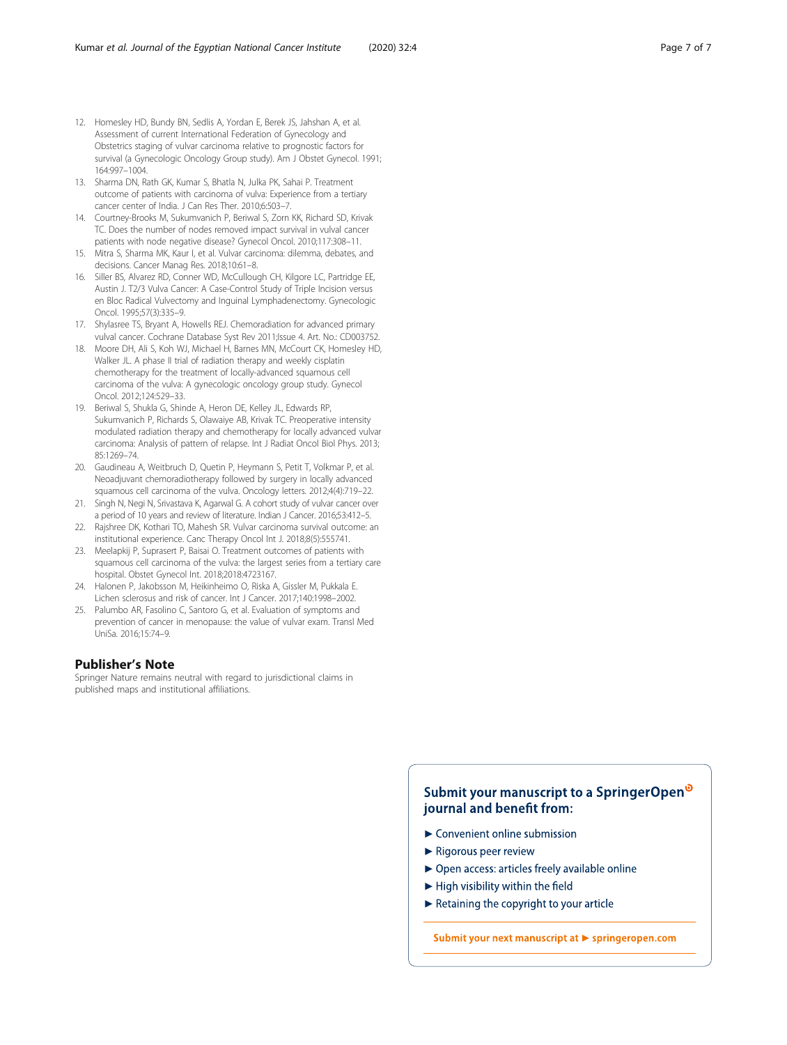12. Homesley HD, Bundy BN, Sedlis A, Yordan E, Berek JS, Jahshan A, et al. Assessment of current International Federation of Gynecology and Obstetrics staging of vulvar carcinoma relative to prognostic factors for survival (a Gynecologic Oncology Group study). Am J Obstet Gynecol. 1991; 164:997–1004.
13. Sharma DN, Rath GK, Kumar S, Bhatla N, Julka PK, Sahai P. Treatment outcome of patients with carcinoma of vulva: Experience from a tertiary cancer center of India. J Can Res Ther. 2010;6:503–7.
14. Courtney-Brooks M, Sukumvanich P, Beriwal S, Zorn KK, Richard SD, Krivak TC. Does the number of nodes removed impact survival in vulval cancer patients with node negative disease? Gynecol Oncol. 2010;117:308–11.
15. Mitra S, Sharma MK, Kaur I, et al. Vulvar carcinoma: dilemma, debates, and decisions. Cancer Manag Res. 2018;10:61–8.
16. Siller BS, Alvarez RD, Conner WD, McCullough CH, Kilgore LC, Partridge EE, Austin J. T2/3 Vulva Cancer: A Case-Control Study of Triple Incision versus en Bloc Radical Vulvectomy and Inguinal Lymphadenectomy. Gynecologic Oncol. 1995;57(3):335–9.
17. Shylasree TS, Bryant A, Howells REJ. Chemoradiation for advanced primary vulval cancer. Cochrane Database Syst Rev 2011;Issue 4. Art. No.: CD003752.
18. Moore DH, Ali S, Koh WJ, Michael H, Barnes MN, McCourt CK, Homesley HD, Walker JL. A phase II trial of radiation therapy and weekly cisplatin chemotherapy for the treatment of locally-advanced squamous cell carcinoma of the vulva: A gynecologic oncology group study. Gynecol Oncol. 2012;124:529–33.
19. Beriwal S, Shukla G, Shinde A, Heron DE, Kelley JL, Edwards RP, Sukumvanich P, Richards S, Olawaiye AB, Krivak TC. Preoperative intensity modulated radiation therapy and chemotherapy for locally advanced vulvar carcinoma: Analysis of pattern of relapse. Int J Radiat Oncol Biol Phys. 2013; 85:1269–74.
20. Gaudineau A, Weitbruch D, Quetin P, Heymann S, Petit T, Volkmar P, et al. Neoadjuvant chemoradiotherapy followed by surgery in locally advanced squamous cell carcinoma of the vulva. Oncology letters. 2012;4(4):719–22.
21. Singh N, Negi N, Srivastava K, Agarwal G. A cohort study of vulvar cancer over a period of 10 years and review of literature. Indian J Cancer. 2016;53:412–5.
22. Rajshree DK, Kothari TO, Mahesh SR. Vulvar carcinoma survival outcome: an institutional experience. Canc Therapy Oncol Int J. 2018;8(5):555741.
23. Meelapkij P, Suprasert P, Baisai O. Treatment outcomes of patients with squamous cell carcinoma of the vulva: the largest series from a tertiary care hospital. Obstet Gynecol Int. 2018;2018:4723167.
24. Halonen P, Jakobsson M, Heikinheimo O, Riska A, Gissler M, Pukkala E. Lichen sclerosus and risk of cancer. Int J Cancer. 2017;140:1998–2002.
25. Palumbo AR, Fasolino C, Santoro G, et al. Evaluation of symptoms and prevention of cancer in menopause: the value of vulvar exam. Transl Med UniSa. 2016;15:74–9.

## Publisher's Note

Springer Nature remains neutral with regard to jurisdictional claims in published maps and institutional affiliations.

**Submit your manuscript to a SpringerOpen journal and benefit from:**

- ► Convenient online submission
- ► Rigorous peer review
- ► Open access: articles freely available online
- ► High visibility within the field
- ► Retaining the copyright to your article

**Submit your next manuscript at ► springeropen.com**